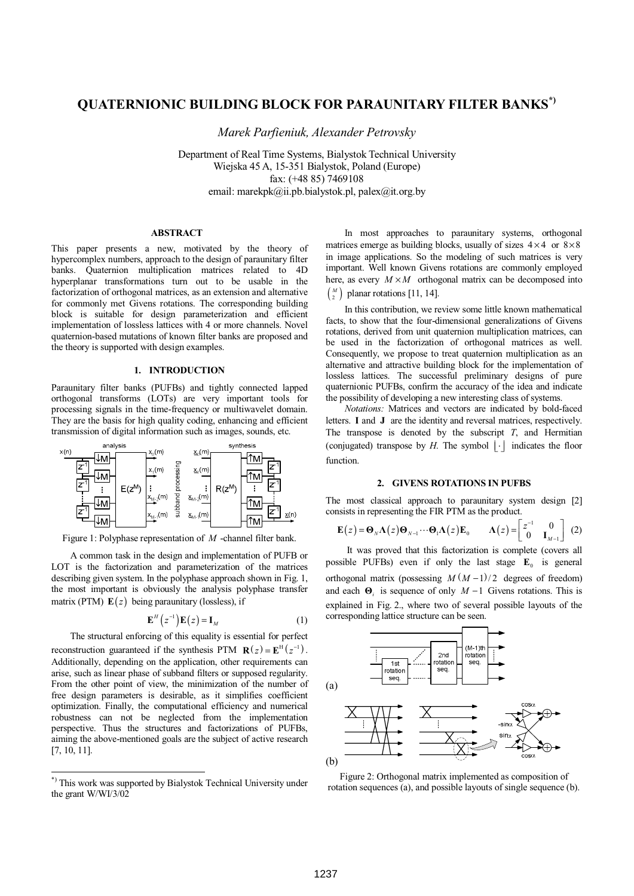# QUATERNIONIC BUILDING BLOCK FOR PARAUNITARY FILTER BANKS[*)]

*Marek Parfieniuk, Alexander Petrovsky*

Department of Real Time Systems, Bialystok Technical University
Wiejska 45 A, 15-351 Bialystok, Poland (Europe)
fax: (+48 85) 7469108
email: marekpk@ii.pb.bialystok.pl, palex@it.org.by

## ABSTRACT

This paper presents a new, motivated by the theory of hypercomplex numbers, approach to the design of paraunitary filter banks. Quaternion multiplication matrices related to 4D hyperplanar transformations turn out to be usable in the factorization of orthogonal matrices, as an extension and alternative for commonly met Givens rotations. The corresponding building block is suitable for design parameterization and efficient implementation of lossless lattices with 4 or more channels. Novel quaternion-based mutations of known filter banks are proposed and the theory is supported with design examples.

## 1. INTRODUCTION

Paraunitary filter banks (PUFBs) and tightly connected lapped orthogonal transforms (LOTs) are very important tools for processing signals in the time-frequency or multiwavelet domain. They are the basis for high quality coding, enhancing and efficient transmission of digital information such as images, sounds, etc.

Figure 1: Polyphase representation of $M$ -channel filter bank.

A common task in the design and implementation of PUFB or LOT is the factorization and parameterization of the matrices describing given system. In the polyphase approach shown in Fig. 1, the most important is obviously the analysis polyphase transfer matrix (PTM) $\mathbf{E}(z)$ being paraunitary (lossless), if

$$\mathbf{E}^{H}\left(z^{-1}\right)\mathbf{E}(z)=\mathbf{I}_{M} \tag{1}$$

The structural enforcing of this equality is essential for perfect reconstruction guaranteed if the synthesis PTM $\mathbf{R}(z)=\mathbf{E}^{H}\left(z^{-1}\right)$. Additionally, depending on the application, other requirements can arise, such as linear phase of subband filters or supposed regularity. From the other point of view, the minimization of the number of free design parameters is desirable, as it simplifies coefficient optimization. Finally, the computational efficiency and numerical robustness can not be neglected from the implementation perspective. Thus the structures and factorizations of PUFBs, aiming the above-mentioned goals are the subject of active research [7, 10, 11].

In most approaches to paraunitary systems, orthogonal matrices emerge as building blocks, usually of sizes $4\times 4$ or $8\times 8$ in image applications. So the modeling of such matrices is very important. Well known Givens rotations are commonly employed here, as every $M\times M$ orthogonal matrix can be decomposed into $\binom{M}{2}$ planar rotations [11, 14].

In this contribution, we review some little known mathematical facts, to show that the four-dimensional generalizations of Givens rotations, derived from unit quaternion multiplication matrices, can be used in the factorization of orthogonal matrices as well. Consequently, we propose to treat quaternion multiplication as an alternative and attractive building block for the implementation of lossless lattices. The successful preliminary designs of pure quaternionic PUFBs, confirm the accuracy of the idea and indicate the possibility of developing a new interesting class of systems.

*Notations:* Matrices and vectors are indicated by bold-faced letters. $\mathbf{I}$ and $\mathbf{J}$ are the identity and reversal matrices, respectively. The transpose is denoted by the subscript $T$, and Hermitian (conjugated) transpose by $H$. The symbol $\lfloor\cdot\rfloor$ indicates the floor function.

## 2. GIVENS ROTATIONS IN PUFBS

The most classical approach to paraunitary system design [2] consists in representing the FIR PTM as the product.

$$\mathbf{E}(z)=\mathbf{\Theta}_{N}\mathbf{\Lambda}(z)\mathbf{\Theta}_{N-1}\cdots\mathbf{\Theta}_{1}\mathbf{\Lambda}(z)\mathbf{E}_{0}\qquad \mathbf{\Lambda}(z)=\begin{bmatrix} z^{-1} & 0\\ 0 & \mathbf{I}_{M-1}\end{bmatrix} \tag{2}$$

It was proved that this factorization is complete (covers all possible PUFBs) even if only the last stage $\mathbf{E}_0$ is general orthogonal matrix (possessing $M(M-1)/2$ degrees of freedom) and each $\mathbf{\Theta}_i$ is sequence of only $M-1$ Givens rotations. This is explained in Fig. 2., where two of several possible layouts of the corresponding lattice structure can be seen.

Figure 2: Orthogonal matrix implemented as composition of rotation sequences (a), and possible layouts of single sequence (b).

[*)] This work was supported by Bialystok Technical University under the grant W/WI/3/02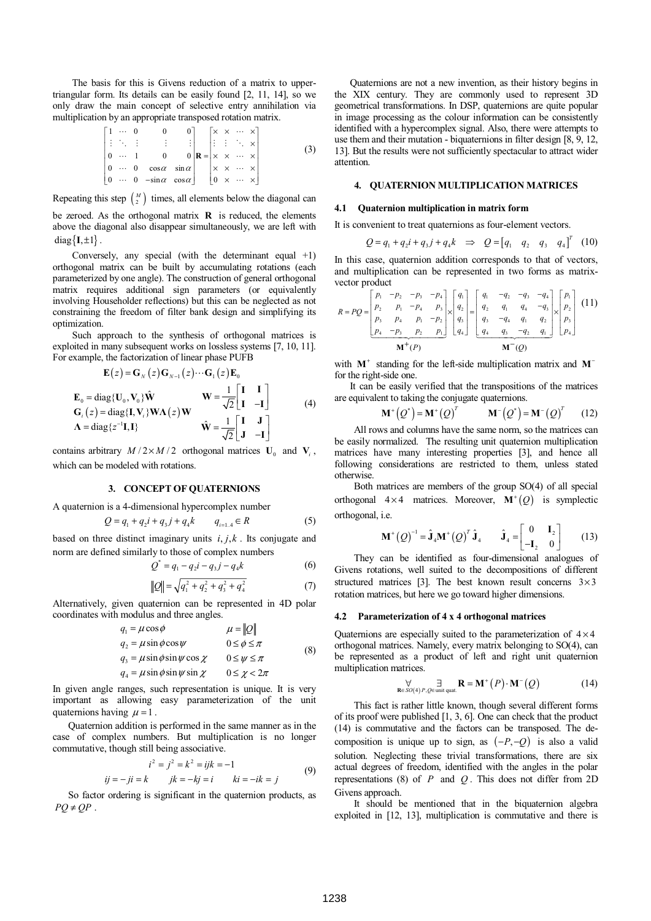The basis for this is Givens reduction of a matrix to upper-triangular form. Its details can be easily found [2, 11, 14], so we only draw the main concept of selective entry annihilation via multiplication by an appropriate transposed rotation matrix.

$$\begin{bmatrix} 1 & \cdots & 0 & 0 & 0 \\ \vdots & \ddots & \vdots & \vdots & \vdots \\ 0 & \cdots & 1 & 0 & 0 \\ 0 & \cdots & 0 & \cos\alpha & \sin\alpha \\ 0 & \cdots & 0 & -\sin\alpha & \cos\alpha \end{bmatrix} \mathbf{R} = \begin{bmatrix} \times & \times & \cdots & \times \\ \vdots & \vdots & \ddots & \times \\ \times & \times & \cdots & \times \\ \times & \times & \cdots & \times \\ 0 & \times & \cdots & \times \end{bmatrix} \tag{3}$$

Repeating this step $\binom{M}{2}$ times, all elements below the diagonal can be zeroed. As the orthogonal matrix $\mathbf{R}$ is reduced, the elements above the diagonal also disappear simultaneously, we are left with $\operatorname{diag}\{\mathbf{I}, \pm 1\}$.

Conversely, any special (with the determinant equal +1) orthogonal matrix can be built by accumulating rotations (each parameterized by one angle). The construction of general orthogonal matrix requires additional sign parameters (or equivalently involving Householder reflections) but this can be neglected as not constraining the freedom of filter bank design and simplifying its optimization.

Such approach to the synthesis of orthogonal matrices is exploited in many subsequent works on lossless systems [7, 10, 11]. For example, the factorization of linear phase PUFB

$$\begin{gathered} \mathbf{E}(z) = \mathbf{G}_N(z)\mathbf{G}_{N-1}(z)\cdots\mathbf{G}_1(z)\mathbf{E}_0 \\ \mathbf{E}_0 = \operatorname{diag}\{\mathbf{U}_0, \mathbf{V}_0\}\hat{\mathbf{W}} \qquad \mathbf{W} = \frac{1}{\sqrt{2}}\begin{bmatrix} \mathbf{I} & \mathbf{I} \\ \mathbf{I} & -\mathbf{I} \end{bmatrix} \\ \mathbf{G}_i(z) = \operatorname{diag}\{\mathbf{I}, \mathbf{V}_i\}\mathbf{W}\mathbf{\Lambda}(z)\mathbf{W} \\ \mathbf{\Lambda} = \operatorname{diag}\{z^{-1}\mathbf{I}, \mathbf{I}\} \qquad \hat{\mathbf{W}} = \frac{1}{\sqrt{2}}\begin{bmatrix} \mathbf{I} & \mathbf{J} \\ \mathbf{J} & -\mathbf{I} \end{bmatrix} \end{gathered} \tag{4}$$

contains arbitrary $M/2 \times M/2$ orthogonal matrices $\mathbf{U}_0$ and $\mathbf{V}_i$, which can be modeled with rotations.

## 3. CONCEPT OF QUATERNIONS

A quaternion is a 4-dimensional hypercomplex number

$$Q = q_1 + q_2 i + q_3 j + q_4 k \qquad q_{i=1..4} \in R \tag{5}$$

based on three distinct imaginary units $i, j, k$. Its conjugate and norm are defined similarly to those of complex numbers

$$Q^* = q_1 - q_2 i - q_3 j - q_4 k \tag{6}$$

$$\|Q\| = \sqrt{q_1^2 + q_2^2 + q_3^2 + q_4^2} \tag{7}$$

Alternatively, given quaternion can be represented in 4D polar coordinates with modulus and three angles.

$$\begin{aligned} q_1 &= \mu\cos\phi & \mu &= \|Q\| \\ q_2 &= \mu\sin\phi\cos\psi & 0 &\le \phi \le \pi \\ q_3 &= \mu\sin\phi\sin\psi\cos\chi & 0 &\le \psi \le \pi \\ q_4 &= \mu\sin\phi\sin\psi\sin\chi & 0 &\le \chi < 2\pi \end{aligned} \tag{8}$$

In given angle ranges, such representation is unique. It is very important as allowing easy parameterization of the unit quaternions having $\mu = 1$.

Quaternion addition is performed in the same manner as in the case of complex numbers. But multiplication is no longer commutative, though still being associative.

$$\begin{gathered} i^2 = j^2 = k^2 = ijk = -1 \\ ij = -ji = k \qquad jk = -kj = i \qquad ki = -ik = j \end{gathered} \tag{9}$$

So factor ordering is significant in the quaternion products, as $PQ \neq QP$.

Quaternions are not a new invention, as their history begins in the XIX century. They are commonly used to represent 3D geometrical transformations. In DSP, quaternions are quite popular in image processing as the colour information can be consistently identified with a hypercomplex signal. Also, there were attempts to use them and their mutation - biquaternions in filter design [8, 9, 12, 13]. But the results were not sufficiently spectacular to attract wider attention.

## 4. QUATERNION MULTIPLICATION MATRICES

### 4.1 Quaternion multiplication in matrix form

It is convenient to treat quaternions as four-element vectors.

$$Q = q_1 + q_2 i + q_3 j + q_4 k \quad \Rightarrow \quad Q = \begin{bmatrix} q_1 & q_2 & q_3 & q_4 \end{bmatrix}^T \tag{10}$$

In this case, quaternion addition corresponds to that of vectors, and multiplication can be represented in two forms as matrix-vector product

$$R = PQ = \underbrace{\begin{bmatrix} p_1 & -p_2 & -p_3 & -p_4 \\ p_2 & p_1 & -p_4 & p_3 \\ p_3 & p_4 & p_1 & -p_2 \\ p_4 & -p_3 & p_2 & p_1 \end{bmatrix}}_{\mathbf{M}^+(P)} \times \begin{bmatrix} q_1 \\ q_2 \\ q_3 \\ q_4 \end{bmatrix} = \underbrace{\begin{bmatrix} q_1 & -q_2 & -q_3 & -q_4 \\ q_2 & q_1 & q_4 & -q_3 \\ q_3 & -q_4 & q_1 & q_2 \\ q_4 & q_3 & -q_2 & q_1 \end{bmatrix}}_{\mathbf{M}^-(Q)} \times \begin{bmatrix} p_1 \\ p_2 \\ p_3 \\ p_4 \end{bmatrix} \tag{11}$$

with $\mathbf{M}^+$ standing for the left-side multiplication matrix and $\mathbf{M}^-$ for the right-side one.

It can be easily verified that the transpositions of the matrices are equivalent to taking the conjugate quaternions.

$$\mathbf{M}^+(Q^*) = \mathbf{M}^+(Q)^T \qquad \mathbf{M}^-(Q^*) = \mathbf{M}^-(Q)^T \tag{12}$$

All rows and columns have the same norm, so the matrices can be easily normalized. The resulting unit quaternion multiplication matrices have many interesting properties [3], and hence all following considerations are restricted to them, unless stated otherwise.

Both matrices are members of the group SO(4) of all special orthogonal $4 \times 4$ matrices. Moreover, $\mathbf{M}^+(Q)$ is symplectic orthogonal, i.e.

$$\mathbf{M}^+(Q)^{-1} = \hat{\mathbf{J}}_4 \mathbf{M}^+(Q)^T \hat{\mathbf{J}}_4 \qquad \hat{\mathbf{J}}_4 = \begin{bmatrix} 0 & \mathbf{I}_2 \\ -\mathbf{I}_2 & 0 \end{bmatrix} \tag{13}$$

They can be identified as four-dimensional analogues of Givens rotations, well suited to the decompositions of different structured matrices [3]. The best known result concerns $3 \times 3$ rotation matrices, but here we go toward higher dimensions.

### 4.2 Parameterization of 4 x 4 orthogonal matrices

Quaternions are especially suited to the parameterization of $4 \times 4$ orthogonal matrices. Namely, every matrix belonging to SO(4), can be represented as a product of left and right unit quaternion multiplication matrices.

$$\underset{\mathbf{R} \in SO(4)}{\forall} \; \underset{P, Q \in \text{unit quat.}}{\exists} \; \mathbf{R} = \mathbf{M}^+(P) \cdot \mathbf{M}^-(Q) \tag{14}$$

This fact is rather little known, though several different forms of its proof were published [1, 3, 6]. One can check that the product (14) is commutative and the factors can be transposed. The de-composition is unique up to sign, as $(-P, -Q)$ is also a valid solution. Neglecting these trivial transformations, there are six actual degrees of freedom, identified with the angles in the polar representations (8) of $P$ and $Q$. This does not differ from 2D Givens approach.

It should be mentioned that in the biquaternion algebra exploited in [12, 13], multiplication is commutative and there is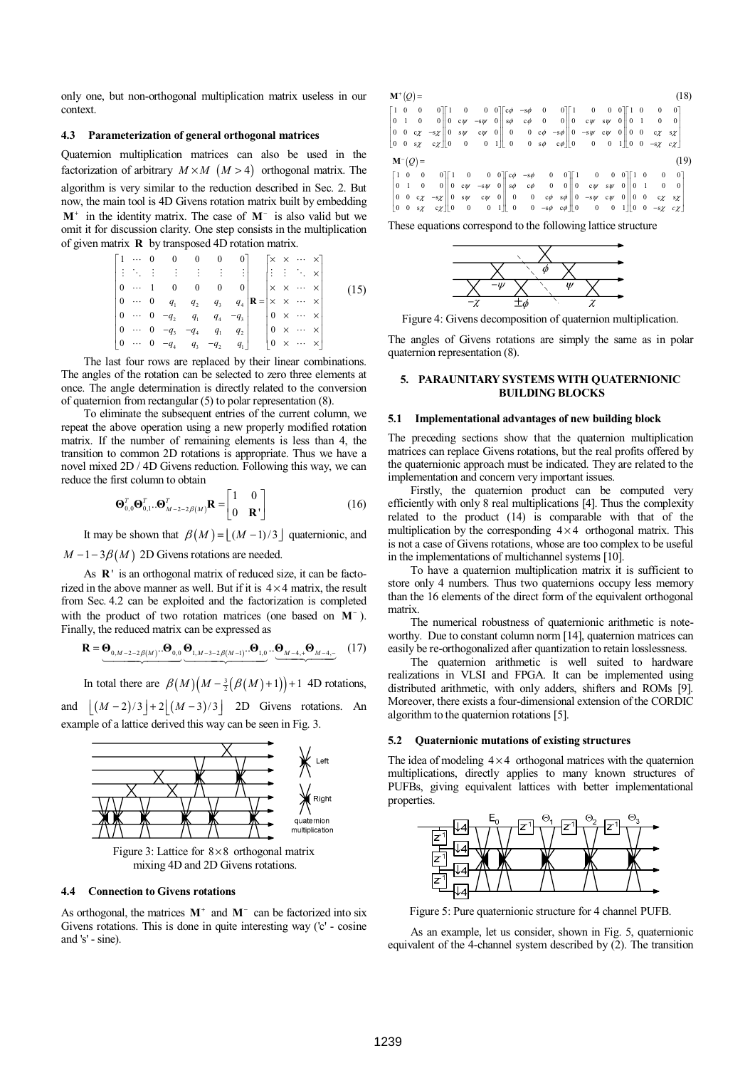only one, but non-orthogonal multiplication matrix useless in our context.

### 4.3 Parameterization of general orthogonal matrices

Quaternion multiplication matrices can also be used in the factorization of arbitrary $M \times M$ $(M > 4)$ orthogonal matrix. The algorithm is very similar to the reduction described in Sec. 2. But now, the main tool is 4D Givens rotation matrix built by embedding $\mathbf{M}^+$ in the identity matrix. The case of $\mathbf{M}^-$ is also valid but we omit it for discussion clarity. One step consists in the multiplication of given matrix $\mathbf{R}$ by transposed 4D rotation matrix.

$$\begin{bmatrix} 1 & \cdots & 0 & 0 & 0 & 0 & 0 \\ \vdots & \ddots & \vdots & \vdots & \vdots & \vdots & \vdots \\ 0 & \cdots & 1 & 0 & 0 & 0 & 0 \\ 0 & \cdots & 0 & q_1 & q_2 & q_3 & q_4 \\ 0 & \cdots & 0 & -q_2 & q_1 & q_4 & -q_3 \\ 0 & \cdots & 0 & -q_3 & -q_4 & q_1 & q_2 \\ 0 & \cdots & 0 & -q_4 & q_3 & -q_2 & q_1 \end{bmatrix} \mathbf{R} = \begin{bmatrix} \times & \times & \cdots & \times \\ \vdots & \vdots & \ddots & \times \\ \times & \times & \cdots & \times \\ \times & \times & \cdots & \times \\ 0 & \times & \cdots & \times \\ 0 & \times & \cdots & \times \\ 0 & \times & \cdots & \times \end{bmatrix} \tag{15}$$

The last four rows are replaced by their linear combinations. The angles of the rotation can be selected to zero three elements at once. The angle determination is directly related to the conversion of quaternion from rectangular (5) to polar representation (8).

To eliminate the subsequent entries of the current column, we repeat the above operation using a new properly modified rotation matrix. If the number of remaining elements is less than 4, the transition to common 2D rotations is appropriate. Thus we have a novel mixed 2D / 4D Givens reduction. Following this way, we can reduce the first column to obtain

$$\mathbf{\Theta}_{0,0}^T \mathbf{\Theta}_{0,1}^T .. \mathbf{\Theta}_{M-2-2\beta(M)}^T \mathbf{R} = \begin{bmatrix} 1 & 0 \\ 0 & \mathbf{R}' \end{bmatrix} \tag{16}$$

It may be shown that $\beta(M) = \lfloor (M-1)/3 \rfloor$ quaternionic, and $M - 1 - 3\beta(M)$ 2D Givens rotations are needed.

As $\mathbf{R}'$ is an orthogonal matrix of reduced size, it can be factorized in the above manner as well. But if it is $4 \times 4$ matrix, the result from Sec. 4.2 can be exploited and the factorization is completed with the product of two rotation matrices (one based on $\mathbf{M}^-$). Finally, the reduced matrix can be expressed as

$$\mathbf{R} = \underbrace{\mathbf{\Theta}_{0,M-2-2\beta(M)} .. \mathbf{\Theta}_{0,0}}\ \underbrace{\mathbf{\Theta}_{1,M-3-2\beta(M-1)} .. \mathbf{\Theta}_{1,0}} .. \underbrace{\mathbf{\Theta}_{M-4,+} \mathbf{\Theta}_{M-4,-}} \tag{17}$$

In total there are $\beta(M)\left(M - \tfrac{3}{2}\left(\beta(M)+1\right)\right) + 1$ 4D rotations, and $\lfloor (M-2)/3 \rfloor + 2\lfloor (M-3)/3 \rfloor$ 2D Givens rotations. An example of a lattice derived this way can be seen in Fig. 3.

Figure 3: Lattice for $8 \times 8$ orthogonal matrix mixing 4D and 2D Givens rotations.

### 4.4 Connection to Givens rotations

As orthogonal, the matrices $\mathbf{M}^+$ and $\mathbf{M}^-$ can be factorized into six Givens rotations. This is done in quite interesting way ('c' - cosine and 's' - sine).

$$\mathbf{M}^+(Q) = \tag{18}$$
$$\begin{bmatrix} 1 & 0 & 0 & 0 \\ 0 & 1 & 0 & 0 \\ 0 & 0 & c\chi & -s\chi \\ 0 & 0 & s\chi & c\chi \end{bmatrix} \begin{bmatrix} 1 & 0 & 0 & 0 \\ 0 & c\psi & -s\psi & 0 \\ 0 & s\psi & c\psi & 0 \\ 0 & 0 & 0 & 1 \end{bmatrix} \begin{bmatrix} c\phi & -s\phi & 0 & 0 \\ s\phi & c\phi & 0 & 0 \\ 0 & 0 & c\phi & -s\phi \\ 0 & 0 & s\phi & c\phi \end{bmatrix} \begin{bmatrix} 1 & 0 & 0 & 0 \\ 0 & c\psi & s\psi & 0 \\ 0 & -s\psi & c\psi & 0 \\ 0 & 0 & 0 & 1 \end{bmatrix} \begin{bmatrix} 1 & 0 & 0 & 0 \\ 0 & 1 & 0 & 0 \\ 0 & 0 & c\chi & s\chi \\ 0 & 0 & -s\chi & c\chi \end{bmatrix}$$

$$\mathbf{M}^-(Q) = \tag{19}$$
$$\begin{bmatrix} 1 & 0 & 0 & 0 \\ 0 & 1 & 0 & 0 \\ 0 & 0 & c\chi & -s\chi \\ 0 & 0 & s\chi & c\chi \end{bmatrix} \begin{bmatrix} 1 & 0 & 0 & 0 \\ 0 & c\psi & -s\psi & 0 \\ 0 & s\psi & c\psi & 0 \\ 0 & 0 & 0 & 1 \end{bmatrix} \begin{bmatrix} c\phi & -s\phi & 0 & 0 \\ s\phi & c\phi & 0 & 0 \\ 0 & 0 & c\phi & s\phi \\ 0 & 0 & -s\phi & c\phi \end{bmatrix} \begin{bmatrix} 1 & 0 & 0 & 0 \\ 0 & c\psi & s\psi & 0 \\ 0 & -s\psi & c\psi & 0 \\ 0 & 0 & 0 & 1 \end{bmatrix} \begin{bmatrix} 1 & 0 & 0 & 0 \\ 0 & 1 & 0 & 0 \\ 0 & 0 & c\chi & s\chi \\ 0 & 0 & -s\chi & c\chi \end{bmatrix}$$

These equations correspond to the following lattice structure

Figure 4: Givens decomposition of quaternion multiplication.

The angles of Givens rotations are simply the same as in polar quaternion representation (8).

## 5. PARAUNITARY SYSTEMS WITH QUATERNIONIC BUILDING BLOCKS

### 5.1 Implementational advantages of new building block

The preceding sections show that the quaternion multiplication matrices can replace Givens rotations, but the real profits offered by the quaternionic approach must be indicated. They are related to the implementation and concern very important issues.

Firstly, the quaternion product can be computed very efficiently with only 8 real multiplications [4]. Thus the complexity related to the product (14) is comparable with that of the multiplication by the corresponding $4 \times 4$ orthogonal matrix. This is not a case of Givens rotations, whose are too complex to be useful in the implementations of multichannel systems [10].

To have a quaternion multiplication matrix it is sufficient to store only 4 numbers. Thus two quaternions occupy less memory than the 16 elements of the direct form of the equivalent orthogonal matrix.

The numerical robustness of quaternionic arithmetic is noteworthy. Due to constant column norm [14], quaternion matrices can easily be re-orthogonalized after quantization to retain losslessness.

The quaternion arithmetic is well suited to hardware realizations in VLSI and FPGA. It can be implemented using distributed arithmetic, with only adders, shifters and ROMs [9]. Moreover, there exists a four-dimensional extension of the CORDIC algorithm to the quaternion rotations [5].

### 5.2 Quaternionic mutations of existing structures

The idea of modeling $4 \times 4$ orthogonal matrices with the quaternion multiplications, directly applies to many known structures of PUFBs, giving equivalent lattices with better implementational properties.

Figure 5: Pure quaternionic structure for 4 channel PUFB.

As an example, let us consider, shown in Fig. 5, quaternionic equivalent of the 4-channel system described by (2). The transition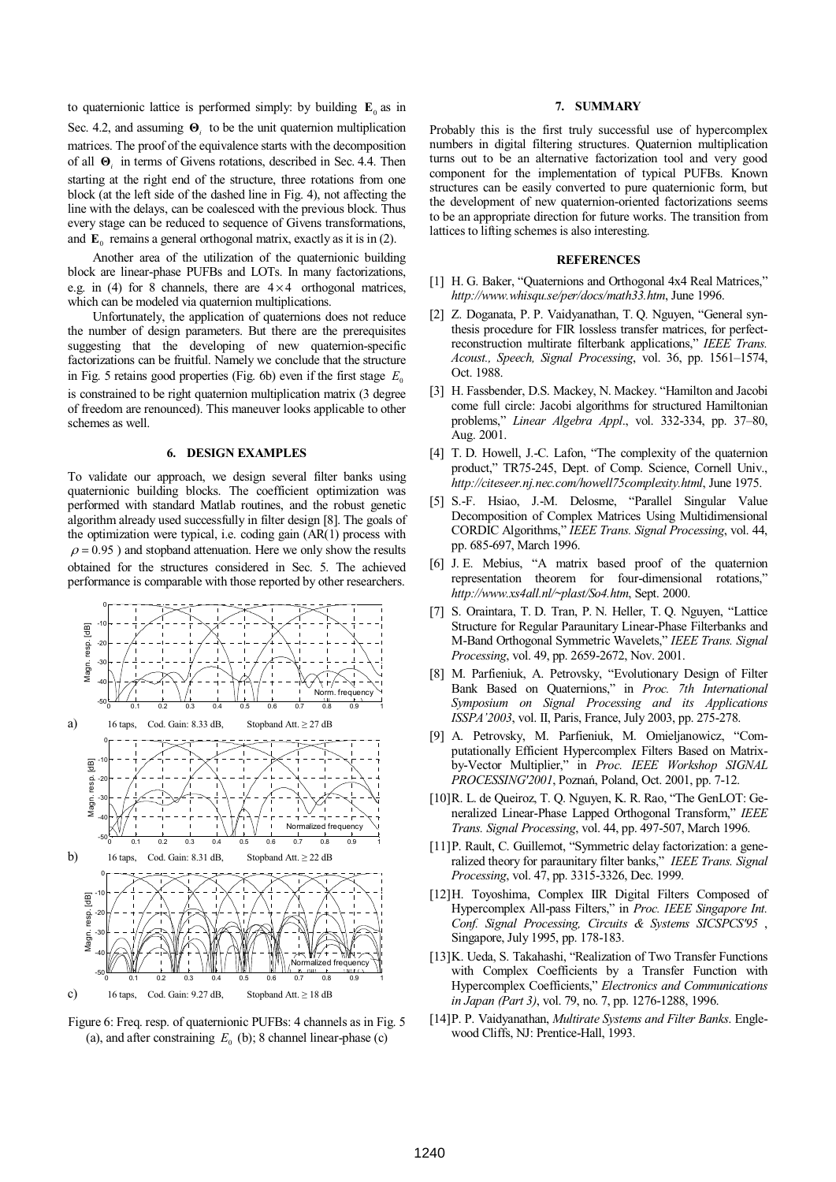to quaternionic lattice is performed simply: by building $\mathbf{E}_0$ as in Sec. 4.2, and assuming $\mathbf{\Theta}_i$ to be the unit quaternion multiplication matrices. The proof of the equivalence starts with the decomposition of all $\mathbf{\Theta}_i$ in terms of Givens rotations, described in Sec. 4.4. Then starting at the right end of the structure, three rotations from one block (at the left side of the dashed line in Fig. 4), not affecting the line with the delays, can be coalesced with the previous block. Thus every stage can be reduced to sequence of Givens transformations, and $\mathbf{E}_0$ remains a general orthogonal matrix, exactly as it is in (2).

Another area of the utilization of the quaternionic building block are linear-phase PUFBs and LOTs. In many factorizations, e.g. in (4) for 8 channels, there are $4\times4$ orthogonal matrices, which can be modeled via quaternion multiplications.

Unfortunately, the application of quaternions does not reduce the number of design parameters. But there are the prerequisites suggesting that the developing of new quaternion-specific factorizations can be fruitful. Namely we conclude that the structure in Fig. 5 retains good properties (Fig. 6b) even if the first stage $E_0$ is constrained to be right quaternion multiplication matrix (3 degree of freedom are renounced). This maneuver looks applicable to other schemes as well.

## 6. DESIGN EXAMPLES

To validate our approach, we design several filter banks using quaternionic building blocks. The coefficient optimization was performed with standard Matlab routines, and the robust genetic algorithm already used successfully in filter design [8]. The goals of the optimization were typical, i.e. coding gain (AR(1) process with $\rho = 0.95$) and stopband attenuation. Here we only show the results obtained for the structures considered in Sec. 5. The achieved performance is comparable with those reported by other researchers.

Magn. resp. [dB]

Norm. frequency

a) 16 taps, Cod. Gain: 8.33 dB, Stopband Att. ≥ 27 dB

Magn. resp. [dB]

Normalized frequency

b) 16 taps, Cod. Gain: 8.31 dB, Stopband Att. ≥ 22 dB

Magn. resp. [dB]

Normalized frequency

c) 16 taps, Cod. Gain: 9.27 dB, Stopband Att. ≥ 18 dB

Figure 6: Freq. resp. of quaternionic PUFBs: 4 channels as in Fig. 5 (a), and after constraining $E_0$ (b); 8 channel linear-phase (c)

## 7. SUMMARY

Probably this is the first truly successful use of hypercomplex numbers in digital filtering structures. Quaternion multiplication turns out to be an alternative factorization tool and very good component for the implementation of typical PUFBs. Known structures can be easily converted to pure quaternionic form, but the development of new quaternion-oriented factorizations seems to be an appropriate direction for future works. The transition from lattices to lifting schemes is also interesting.

## REFERENCES

[1] H. G. Baker, "Quaternions and Orthogonal 4x4 Real Matrices," *http://www.whisqu.se/per/docs/math33.htm*, June 1996.

[2] Z. Doganata, P. P. Vaidyanathan, T. Q. Nguyen, "General synthesis procedure for FIR lossless transfer matrices, for perfect-reconstruction multirate filterbank applications," *IEEE Trans. Acoust., Speech, Signal Processing*, vol. 36, pp. 1561–1574, Oct. 1988.

[3] H. Fassbender, D.S. Mackey, N. Mackey. "Hamilton and Jacobi come full circle: Jacobi algorithms for structured Hamiltonian problems," *Linear Algebra Appl*., vol. 332-334, pp. 37–80, Aug. 2001.

[4] T. D. Howell, J.-C. Lafon, "The complexity of the quaternion product," TR75-245, Dept. of Comp. Science, Cornell Univ., *http://citeseer.nj.nec.com/howell75complexity.html*, June 1975.

[5] S.-F. Hsiao, J.-M. Delosme, "Parallel Singular Value Decomposition of Complex Matrices Using Multidimensional CORDIC Algorithms," *IEEE Trans. Signal Processing*, vol. 44, pp. 685-697, March 1996.

[6] J. E. Mebius, "A matrix based proof of the quaternion representation theorem for four-dimensional rotations," *http://www.xs4all.nl/~plast/So4.htm*, Sept. 2000.

[7] S. Oraintara, T. D. Tran, P. N. Heller, T. Q. Nguyen, "Lattice Structure for Regular Paraunitary Linear-Phase Filterbanks and M-Band Orthogonal Symmetric Wavelets," *IEEE Trans. Signal Processing*, vol. 49, pp. 2659-2672, Nov. 2001.

[8] M. Parfieniuk, A. Petrovsky, "Evolutionary Design of Filter Bank Based on Quaternions," in *Proc. 7th International Symposium on Signal Processing and its Applications ISSPA'2003*, vol. II, Paris, France, July 2003, pp. 275-278.

[9] A. Petrovsky, M. Parfieniuk, M. Omieljanowicz, "Computationally Efficient Hypercomplex Filters Based on Matrix-by-Vector Multiplier," in *Proc. IEEE Workshop SIGNAL PROCESSING'2001*, Poznań, Poland, Oct. 2001, pp. 7-12.

[10] R. L. de Queiroz, T. Q. Nguyen, K. R. Rao, "The GenLOT: Generalized Linear-Phase Lapped Orthogonal Transform," *IEEE Trans. Signal Processing*, vol. 44, pp. 497-507, March 1996.

[11] P. Rault, C. Guillemot, "Symmetric delay factorization: a generalized theory for paraunitary filter banks," *IEEE Trans. Signal Processing*, vol. 47, pp. 3315-3326, Dec. 1999.

[12] H. Toyoshima, Complex IIR Digital Filters Composed of Hypercomplex All-pass Filters," in *Proc. IEEE Singapore Int. Conf. Signal Processing, Circuits & Systems SICSPCS'95* , Singapore, July 1995, pp. 178-183.

[13] K. Ueda, S. Takahashi, "Realization of Two Transfer Functions with Complex Coefficients by a Transfer Function with Hypercomplex Coefficients," *Electronics and Communications in Japan (Part 3)*, vol. 79, no. 7, pp. 1276-1288, 1996.

[14] P. P. Vaidyanathan, *Multirate Systems and Filter Banks*. Englewood Cliffs, NJ: Prentice-Hall, 1993.